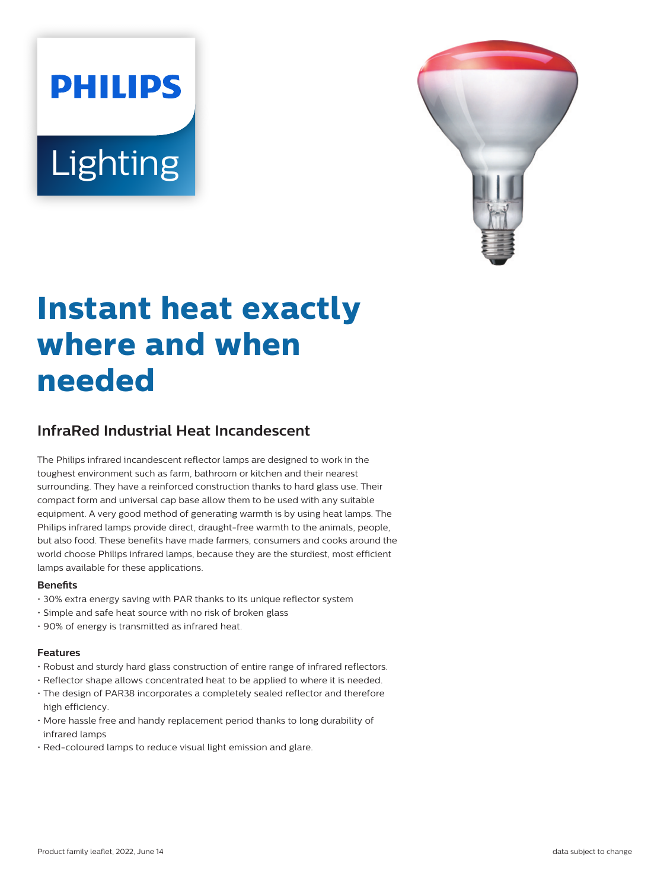# Instant heat exactly where and when needed

## InfraRed Industrial Heat Incandescent

The Philips infrared incandescent reflector lamps are designed to work in the toughest environment such as farm, bathroom or kitchen and their nearest surrounding. They have a reinforced construction thanks to hard glass use. Their compact form and universal cap base allow them to be used with any suitable equipment. A very good method of generating warmth is by using heat lamps. The Philips infrared lamps provide direct, draught-free warmth to the animals, people, but also food. These benefits have made farmers, consumers and cooks around the world choose Philips infrared lamps, because they are the sturdiest, most efficient lamps available for these applications.

### Benefits

- 30% extra energy saving with PAR thanks to its unique reflector system
- Simple and safe heat source with no risk of broken glass
- 90% of energy is transmitted as infrared heat.

### Features

- Robust and sturdy hard glass construction of entire range of infrared reflectors.
- Reflector shape allows concentrated heat to be applied to where it is needed.
- The design of PAR38 incorporates a completely sealed reflector and therefore high efficiency.
- More hassle free and handy replacement period thanks to long durability of infrared lamps
- Red-coloured lamps to reduce visual light emission and glare.

Product family leaflet, 2022, June 14

data subject to change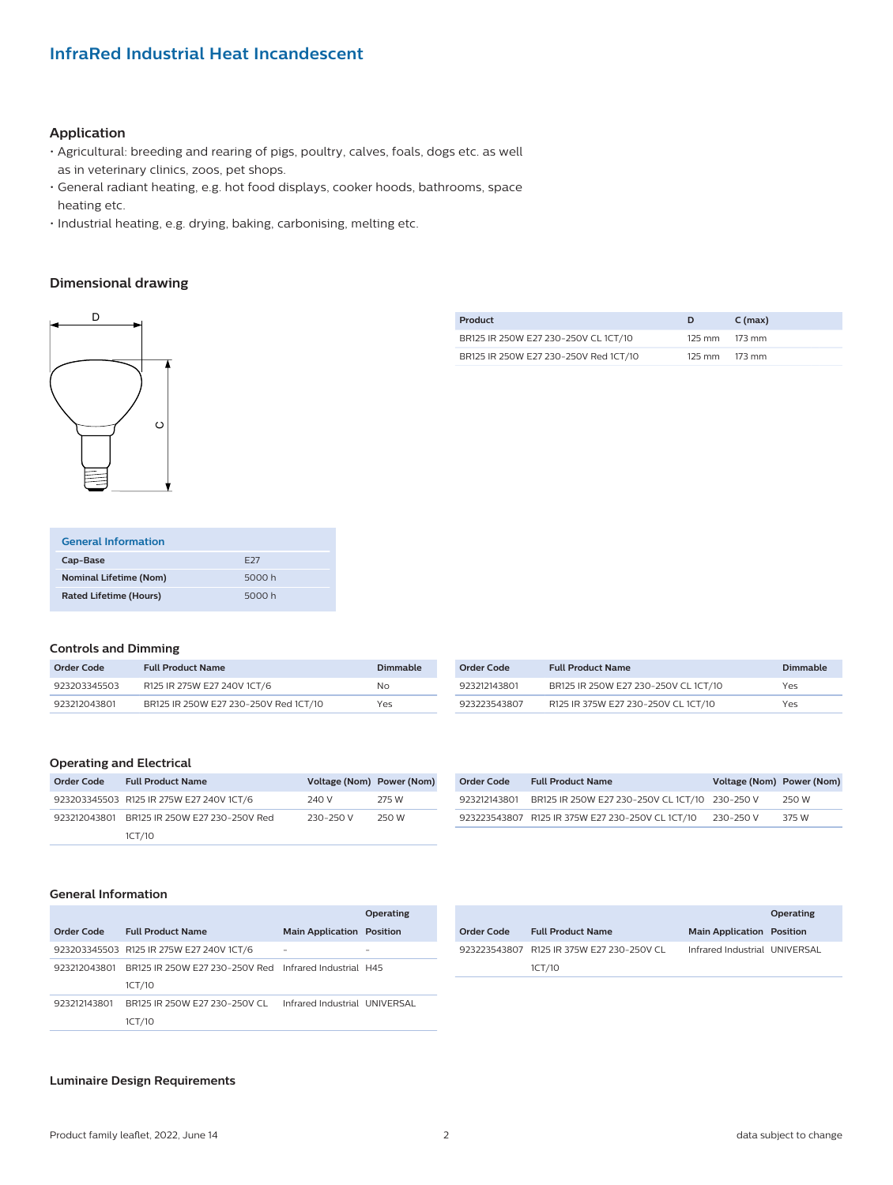# InfraRed Industrial Heat Incandescent

## Application

- Agricultural: breeding and rearing of pigs, poultry, calves, foals, dogs etc. as well as in veterinary clinics, zoos, pet shops.
- General radiant heating, e.g. hot food displays, cooker hoods, bathrooms, space heating etc.
- Industrial heating, e.g. drying, baking, carbonising, melting etc.

## Dimensional drawing

| Product | D | C (max) |
|---|---|---|
| BR125 IR 250W E27 230-250V CL 1CT/10 | 125 mm | 173 mm |
| BR125 IR 250W E27 230-250V Red 1CT/10 | 125 mm | 173 mm |

| General Information | |
|---|---|
| Cap-Base | E27 |
| Nominal Lifetime (Nom) | 5000 h |
| Rated Lifetime (Hours) | 5000 h |

## Controls and Dimming

| Order Code | Full Product Name | Dimmable |
|---|---|---|
| 923203345503 | R125 IR 275W E27 240V 1CT/6 | No |
| 923212043801 | BR125 IR 250W E27 230-250V Red 1CT/10 | Yes |
| 923212143801 | BR125 IR 250W E27 230-250V CL 1CT/10 | Yes |
| 923223543807 | R125 IR 375W E27 230-250V CL 1CT/10 | Yes |

## Operating and Electrical

| Order Code | Full Product Name | Voltage (Nom) | Power (Nom) |
|---|---|---|---|
| 923203345503 | R125 IR 275W E27 240V 1CT/6 | 240 V | 275 W |
| 923212043801 | BR125 IR 250W E27 230-250V Red 1CT/10 | 230-250 V | 250 W |
| 923212143801 | BR125 IR 250W E27 230-250V CL 1CT/10 | 230-250 V | 250 W |
| 923223543807 | R125 IR 375W E27 230-250V CL 1CT/10 | 230-250 V | 375 W |

## General Information

| Order Code | Full Product Name | Main Application | Operating Position |
|---|---|---|---|
| 923203345503 | R125 IR 275W E27 240V 1CT/6 | - | - |
| 923212043801 | BR125 IR 250W E27 230-250V Red 1CT/10 | Infrared Industrial | H45 |
| 923212143801 | BR125 IR 250W E27 230-250V CL 1CT/10 | Infrared Industrial | UNIVERSAL |
| 923223543807 | R125 IR 375W E27 230-250V CL 1CT/10 | Infrared Industrial | UNIVERSAL |

## Luminaire Design Requirements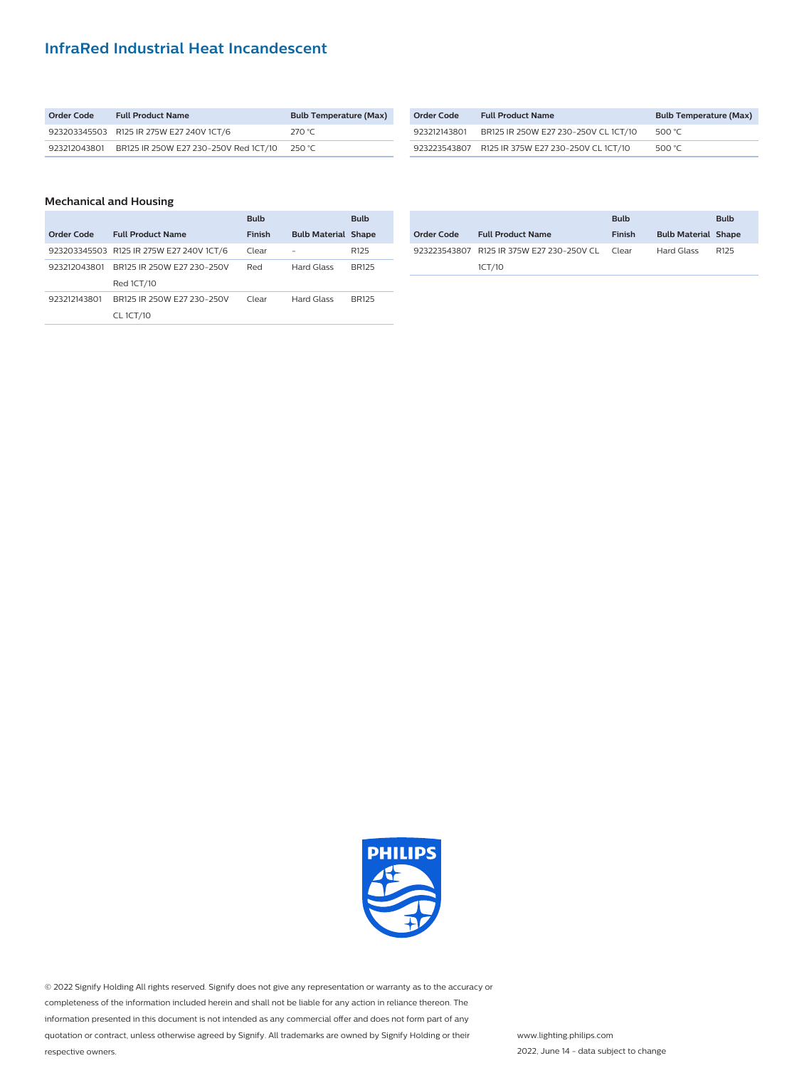## InfraRed Industrial Heat Incandescent

| Order Code | Full Product Name | Bulb Temperature (Max) |
|---|---|---|
| 923203345503 | R125 IR 275W E27 240V 1CT/6 | 270 °C |
| 923212043801 | BR125 IR 250W E27 230-250V Red 1CT/10 | 250 °C |
| 923212143801 | BR125 IR 250W E27 230-250V CL 1CT/10 | 500 °C |
| 923223543807 | R125 IR 375W E27 230-250V CL 1CT/10 | 500 °C |

### Mechanical and Housing

| Order Code | Full Product Name | Bulb Finish | Bulb Material | Bulb Shape |
|---|---|---|---|---|
| 923203345503 | R125 IR 275W E27 240V 1CT/6 | Clear | - | R125 |
| 923212043801 | BR125 IR 250W E27 230-250V Red 1CT/10 | Red | Hard Glass | BR125 |
| 923212143801 | BR125 IR 250W E27 230-250V CL 1CT/10 | Clear | Hard Glass | BR125 |
| 923223543807 | R125 IR 375W E27 230-250V CL 1CT/10 | Clear | Hard Glass | R125 |

© 2022 Signify Holding All rights reserved. Signify does not give any representation or warranty as to the accuracy or completeness of the information included herein and shall not be liable for any action in reliance thereon. The information presented in this document is not intended as any commercial offer and does not form part of any quotation or contract, unless otherwise agreed by Signify. All trademarks are owned by Signify Holding or their respective owners.

www.lighting.philips.com

2022, June 14 - data subject to change